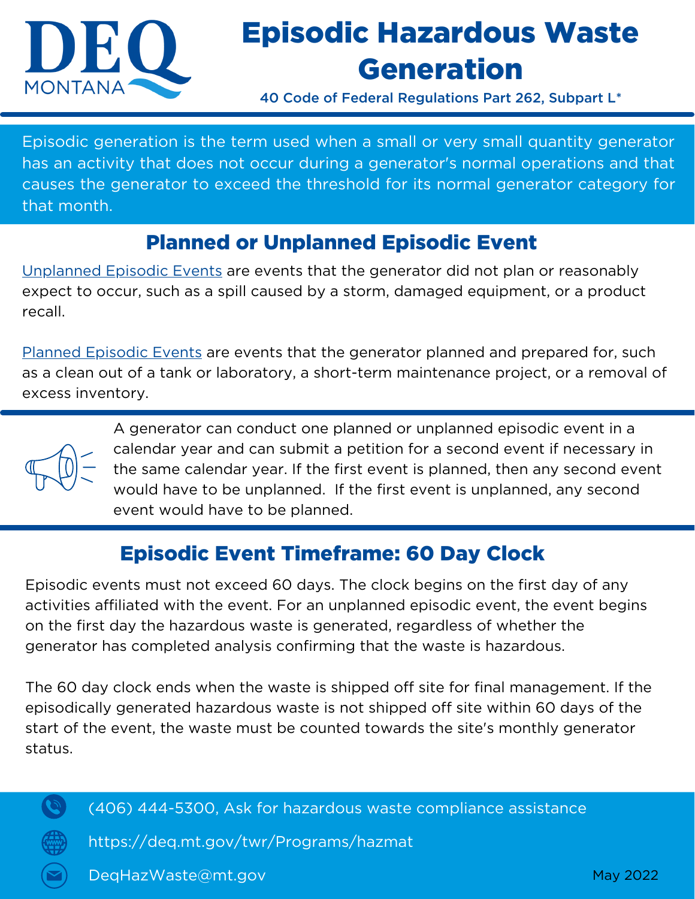DEQ MONTANA

# Episodic Hazardous Waste Generation

40 Code of Federal Regulations Part 262, Subpart L*

Episodic generation is the term used when a small or very small quantity generator has an activity that does not occur during a generator's normal operations and that causes the generator to exceed the threshold for its normal generator category for that month.

## Planned or Unplanned Episodic Event

Unplanned Episodic Events are events that the generator did not plan or reasonably expect to occur, such as a spill caused by a storm, damaged equipment, or a product recall.

Planned Episodic Events are events that the generator planned and prepared for, such as a clean out of a tank or laboratory, a short-term maintenance project, or a removal of excess inventory.

A generator can conduct one planned or unplanned episodic event in a calendar year and can submit a petition for a second event if necessary in the same calendar year. If the first event is planned, then any second event would have to be unplanned. If the first event is unplanned, any second event would have to be planned.

## Episodic Event Timeframe: 60 Day Clock

Episodic events must not exceed 60 days. The clock begins on the first day of any activities affiliated with the event. For an unplanned episodic event, the event begins on the first day the hazardous waste is generated, regardless of whether the generator has completed analysis confirming that the waste is hazardous.

The 60 day clock ends when the waste is shipped off site for final management. If the episodically generated hazardous waste is not shipped off site within 60 days of the start of the event, the waste must be counted towards the site's monthly generator status.

(406) 444-5300, Ask for hazardous waste compliance assistance

https://deq.mt.gov/twr/Programs/hazmat

DeqHazWaste@mt.gov

May 2022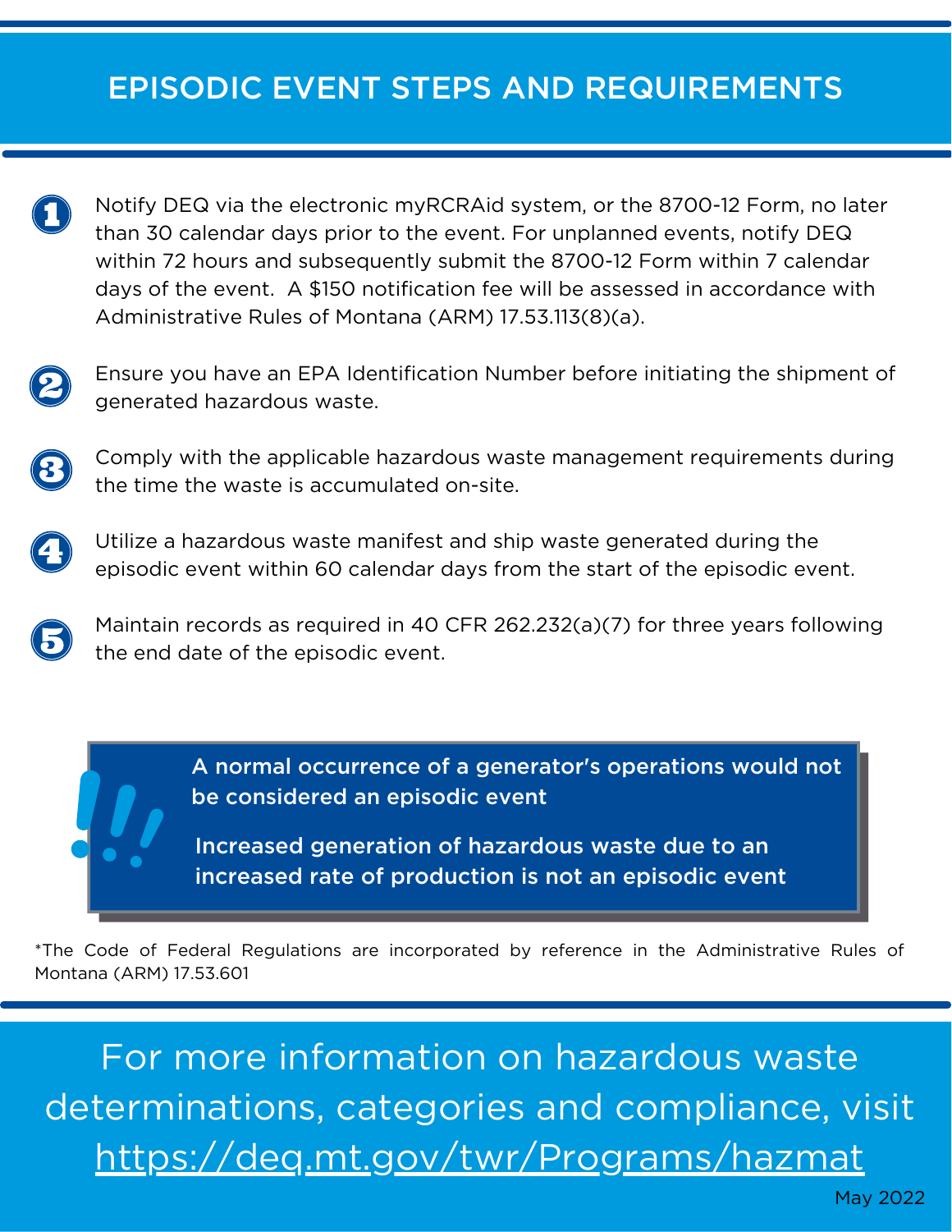# EPISODIC EVENT STEPS AND REQUIREMENTS

1. Notify DEQ via the electronic myRCRAid system, or the 8700-12 Form, no later than 30 calendar days prior to the event. For unplanned events, notify DEQ within 72 hours and subsequently submit the 8700-12 Form within 7 calendar days of the event. A $150 notification fee will be assessed in accordance with Administrative Rules of Montana (ARM) 17.53.113(8)(a).

2. Ensure you have an EPA Identification Number before initiating the shipment of generated hazardous waste.

3. Comply with the applicable hazardous waste management requirements during the time the waste is accumulated on-site.

4. Utilize a hazardous waste manifest and ship waste generated during the episodic event within 60 calendar days from the start of the episodic event.

5. Maintain records as required in 40 CFR 262.232(a)(7) for three years following the end date of the episodic event.

**A normal occurrence of a generator's operations would not be considered an episodic event**

**Increased generation of hazardous waste due to an increased rate of production is not an episodic event**

*The Code of Federal Regulations are incorporated by reference in the Administrative Rules of Montana (ARM) 17.53.601

For more information on hazardous waste determinations, categories and compliance, visit https://deq.mt.gov/twr/Programs/hazmat

May 2022